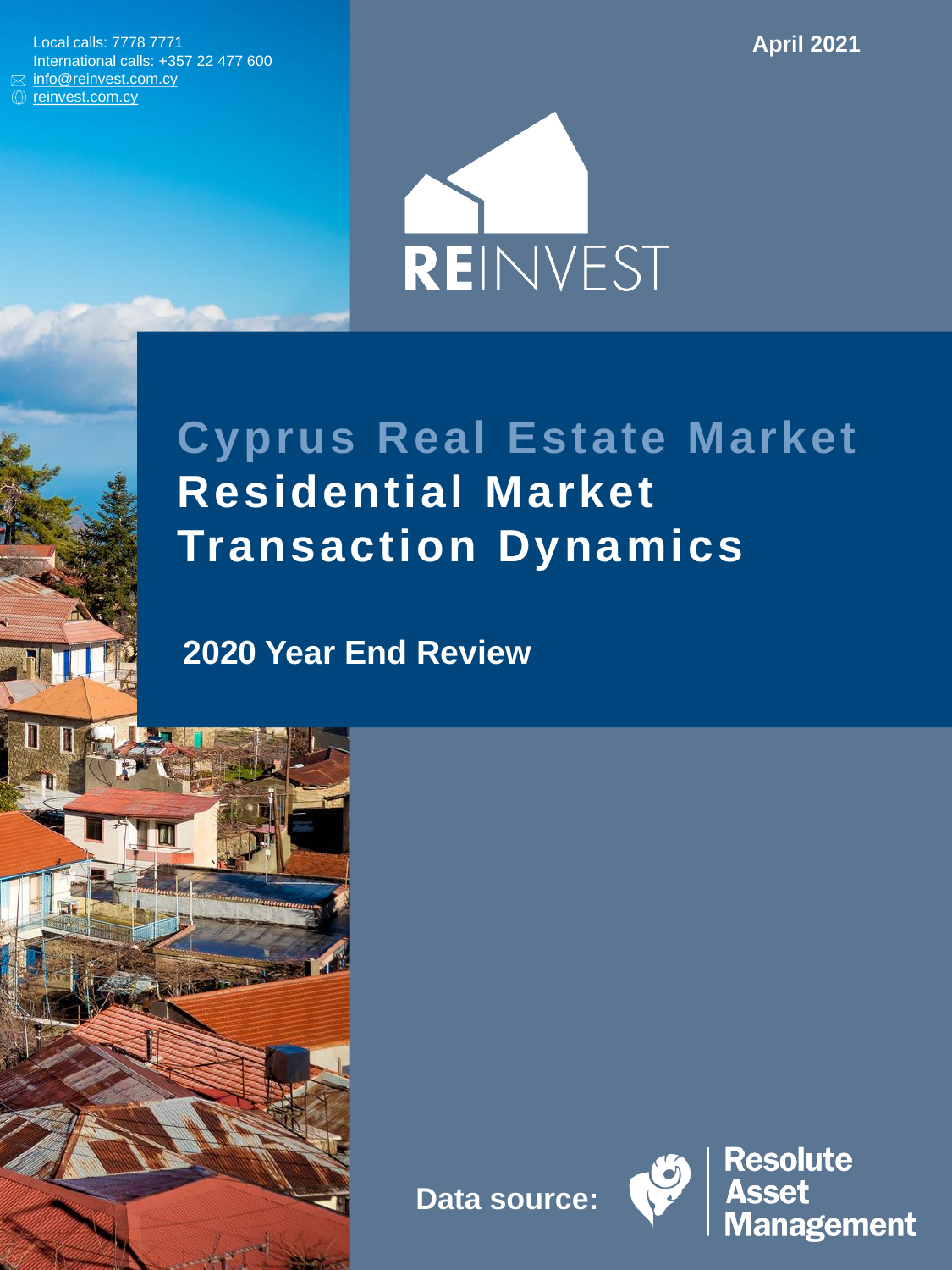Local calls: 7778 7771
International calls: +357 22 477 600
info@reinvest.com.cy
reinvest.com.cy

April 2021

REINVEST

# Cyprus Real Estate Market
# Residential Market Transaction Dynamics

## 2020 Year End Review

**Data source:** Resolute Asset Management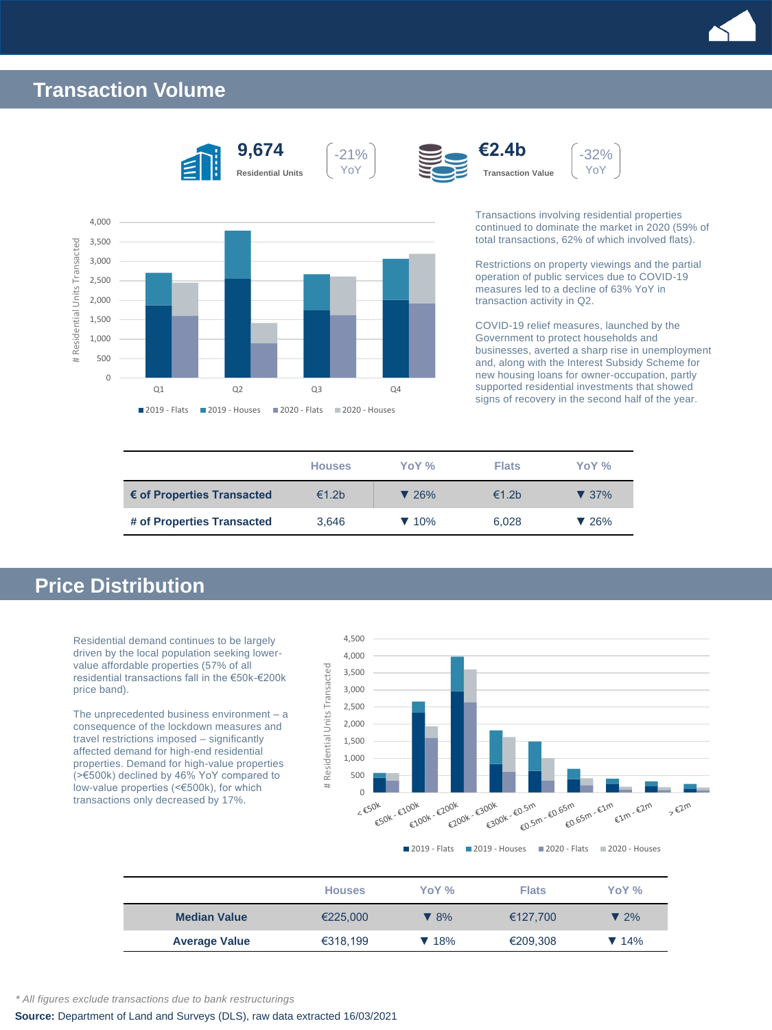## Transaction Volume

**9,674**
Residential Units
-21% YoY

**€2.4b**
Transaction Value
-32% YoY

Transactions involving residential properties continued to dominate the market in 2020 (59% of total transactions, 62% of which involved flats).

Restrictions on property viewings and the partial operation of public services due to COVID-19 measures led to a decline of 63% YoY in transaction activity in Q2.

COVID-19 relief measures, launched by the Government to protect households and businesses, averted a sharp rise in unemployment and, along with the Interest Subsidy Scheme for new housing loans for owner-occupation, partly supported residential investments that showed signs of recovery in the second half of the year.

| | Houses | YoY % | Flats | YoY % |
|---|---|---|---|---|
| **€ of Properties Transacted** | €1.2b | ▼ 26% | €1.2b | ▼ 37% |
| **# of Properties Transacted** | 3,646 | ▼ 10% | 6,028 | ▼ 26% |

## Price Distribution

Residential demand continues to be largely driven by the local population seeking lower-value affordable properties (57% of all residential transactions fall in the €50k-€200k price band).

The unprecedented business environment – a consequence of the lockdown measures and travel restrictions imposed – significantly affected demand for high-end residential properties. Demand for high-value properties (>€500k) declined by 46% YoY compared to low-value properties (<€500k), for which transactions only decreased by 17%.

| | Houses | YoY % | Flats | YoY % |
|---|---|---|---|---|
| **Median Value** | €225,000 | ▼ 8% | €127,700 | ▼ 2% |
| **Average Value** | €318,199 | ▼ 18% | €209,308 | ▼ 14% |

*\* All figures exclude transactions due to bank restructurings*

**Source:** Department of Land and Surveys (DLS), raw data extracted 16/03/2021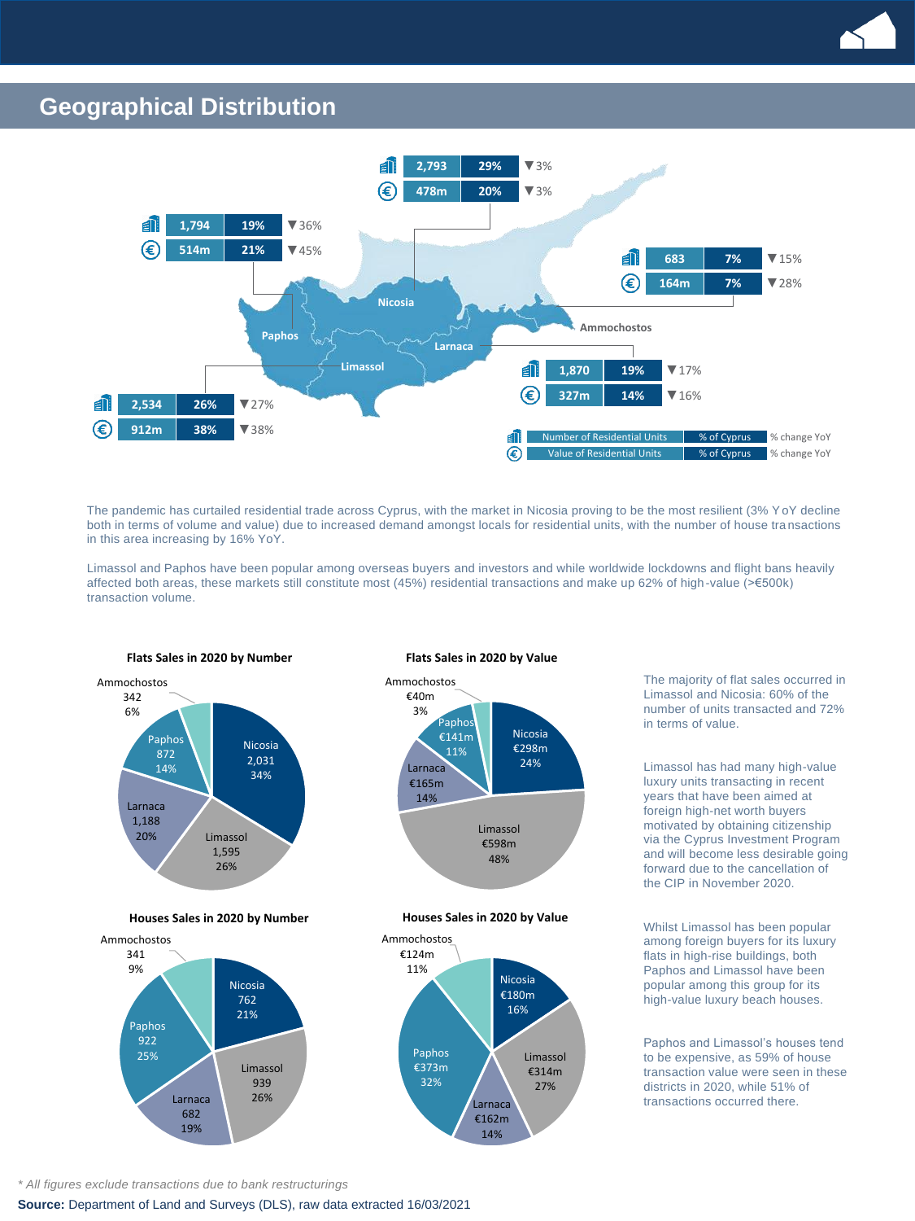## Geographical Distribution

| District | Number of Residential Units | % of Cyprus | % change YoY | Value of Residential Units | % of Cyprus | % change YoY |
|---|---|---|---|---|---|---|
| Nicosia | 2,793 | 29% | ▼3% | 478m | 20% | ▼3% |
| Paphos | 1,794 | 19% | ▼36% | 514m | 21% | ▼45% |
| Ammochostos | 683 | 7% | ▼15% | 164m | 7% | ▼28% |
| Larnaca | 1,870 | 19% | ▼17% | 327m | 14% | ▼16% |
| Limassol | 2,534 | 26% | ▼27% | 912m | 38% | ▼38% |

The pandemic has curtailed residential trade across Cyprus, with the market in Nicosia proving to be the most resilient (3% YoY decline both in terms of volume and value) due to increased demand amongst locals for residential units, with the number of house transactions in this area increasing by 16% YoY.

Limassol and Paphos have been popular among overseas buyers and investors and while worldwide lockdowns and flight bans heavily affected both areas, these markets still constitute most (45%) residential transactions and make up 62% of high-value (>€500k) transaction volume.

**Flats Sales in 2020 by Number**

| District | Number | % |
|---|---|---|
| Nicosia | 2,031 | 34% |
| Limassol | 1,595 | 26% |
| Larnaca | 1,188 | 20% |
| Paphos | 872 | 14% |
| Ammochostos | 342 | 6% |

**Flats Sales in 2020 by Value**

| District | Value | % |
|---|---|---|
| Nicosia | €298m | 24% |
| Limassol | €598m | 48% |
| Larnaca | €165m | 14% |
| Paphos | €141m | 11% |
| Ammochostos | €40m | 3% |

**Houses Sales in 2020 by Number**

| District | Number | % |
|---|---|---|
| Nicosia | 762 | 21% |
| Limassol | 939 | 26% |
| Larnaca | 682 | 19% |
| Paphos | 922 | 25% |
| Ammochostos | 341 | 9% |

**Houses Sales in 2020 by Value**

| District | Value | % |
|---|---|---|
| Nicosia | €180m | 16% |
| Limassol | €314m | 27% |
| Larnaca | €162m | 14% |
| Paphos | €373m | 32% |
| Ammochostos | €124m | 11% |

The majority of flat sales occurred in Limassol and Nicosia: 60% of the number of units transacted and 72% in terms of value.

Limassol has had many high-value luxury units transacting in recent years that have been aimed at foreign high-net worth buyers motivated by obtaining citizenship via the Cyprus Investment Program and will become less desirable going forward due to the cancellation of the CIP in November 2020.

Whilst Limassol has been popular among foreign buyers for its luxury flats in high-rise buildings, both Paphos and Limassol have been popular among this group for its high-value luxury beach houses.

Paphos and Limassol's houses tend to be expensive, as 59% of house transaction value were seen in these districts in 2020, while 51% of transactions occurred there.

*\* All figures exclude transactions due to bank restructurings*

**Source:** Department of Land and Surveys (DLS), raw data extracted 16/03/2021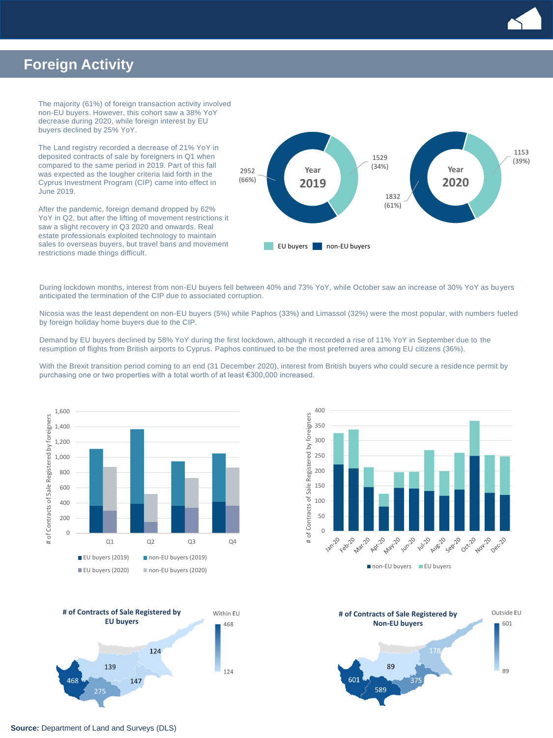# Foreign Activity

The majority (61%) of foreign transaction activity involved non-EU buyers. However, this cohort saw a 38% YoY decrease during 2020, while foreign interest by EU buyers declined by 25% YoY.

The Land registry recorded a decrease of 21% YoY in deposited contracts of sale by foreigners in Q1 when compared to the same period in 2019. Part of this fall was expected as the tougher criteria laid forth in the Cyprus Investment Program (CIP) came into effect in June 2019.

After the pandemic, foreign demand dropped by 62% YoY in Q2, but after the lifting of movement restrictions it saw a slight recovery in Q3 2020 and onwards. Real estate professionals exploited technology to maintain sales to overseas buyers, but travel bans and movement restrictions made things difficult.

Year 2019
2952 (66%)
1529 (34%)

Year 2020
1832 (61%)
1153 (39%)

EU buyers
non-EU buyers

During lockdown months, interest from non-EU buyers fell between 40% and 73% YoY, while October saw an increase of 30% YoY as buyers anticipated the termination of the CIP due to associated corruption.

Nicosia was the least dependent on non-EU buyers (5%) while Paphos (33%) and Limassol (32%) were the most popular, with numbers fueled by foreign holiday home buyers due to the CIP.

Demand by EU buyers declined by 58% YoY during the first lockdown, although it recorded a rise of 11% YoY in September due to the resumption of flights from British airports to Cyprus. Paphos continued to be the most preferred area among EU citizens (36%).

With the Brexit transition period coming to an end (31 December 2020), interest from British buyers who could secure a residence permit by purchasing one or two properties with a total worth of at least €300,000 increased.

\# of Contracts of Sale Registered by foreigners
0
200
400
600
800
1,000
1,200
1,400
1,600
Q1
Q2
Q3
Q4
EU buyers (2019)
non-EU buyers (2019)
EU buyers (2020)
non-EU buyers (2020)

\# of Contracts of Sale Registered by foreigners
0
50
100
150
200
250
300
350
400
Jan-20
Feb-20
Mar-20
Apr-20
May-20
Jun-20
Jul-20
Aug-20
Sep-20
Oct-20
Nov-20
Dec-20
non-EU buyers
EU buyers

**# of Contracts of Sale Registered by EU buyers**

Within EU
468
124

468
275
139
147
124

**# of Contracts of Sale Registered by Non-EU buyers**

Outside EU
601
89

601
589
89
375
178

**Source:** Department of Land and Surveys (DLS)